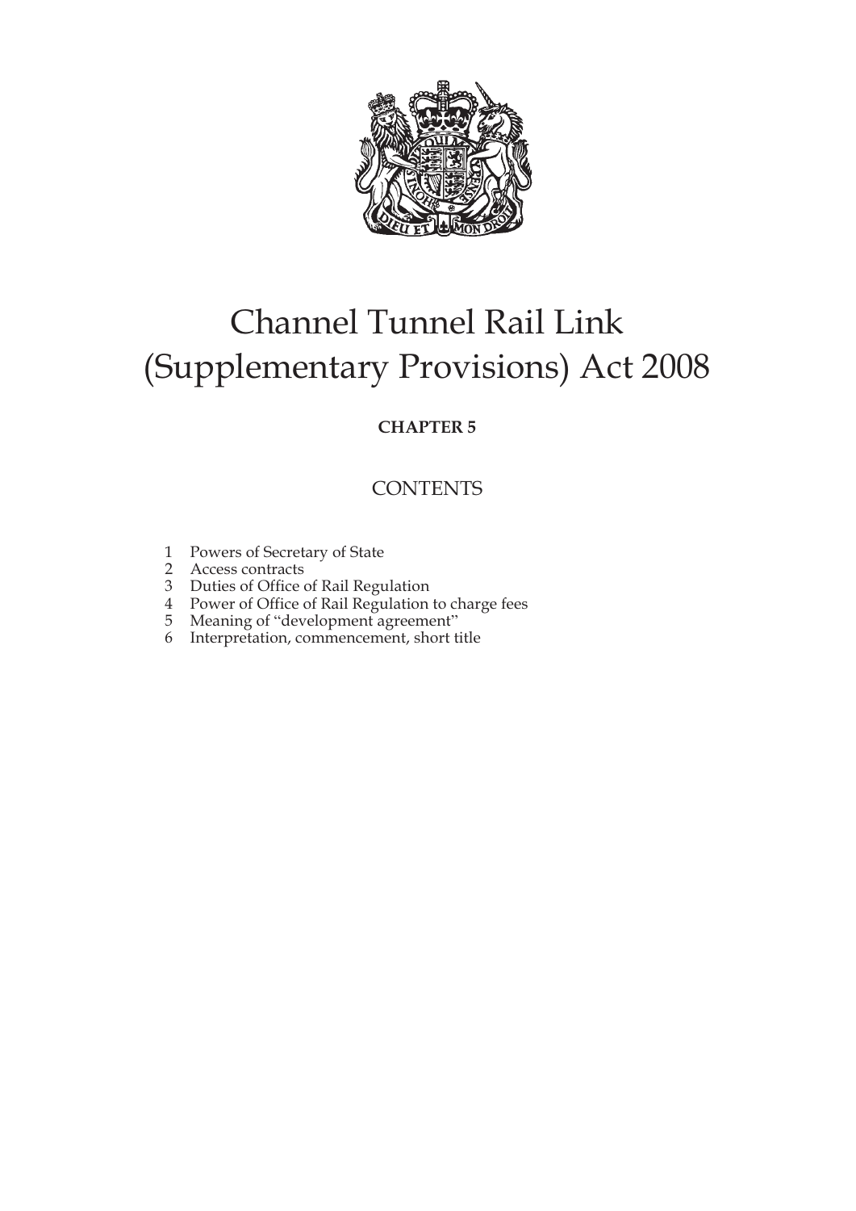# Channel Tunnel Rail Link (Supplementary Provisions) Act 2008

**CHAPTER 5**

## CONTENTS

1 Powers of Secretary of State
2 Access contracts
3 Duties of Office of Rail Regulation
4 Power of Office of Rail Regulation to charge fees
5 Meaning of "development agreement"
6 Interpretation, commencement, short title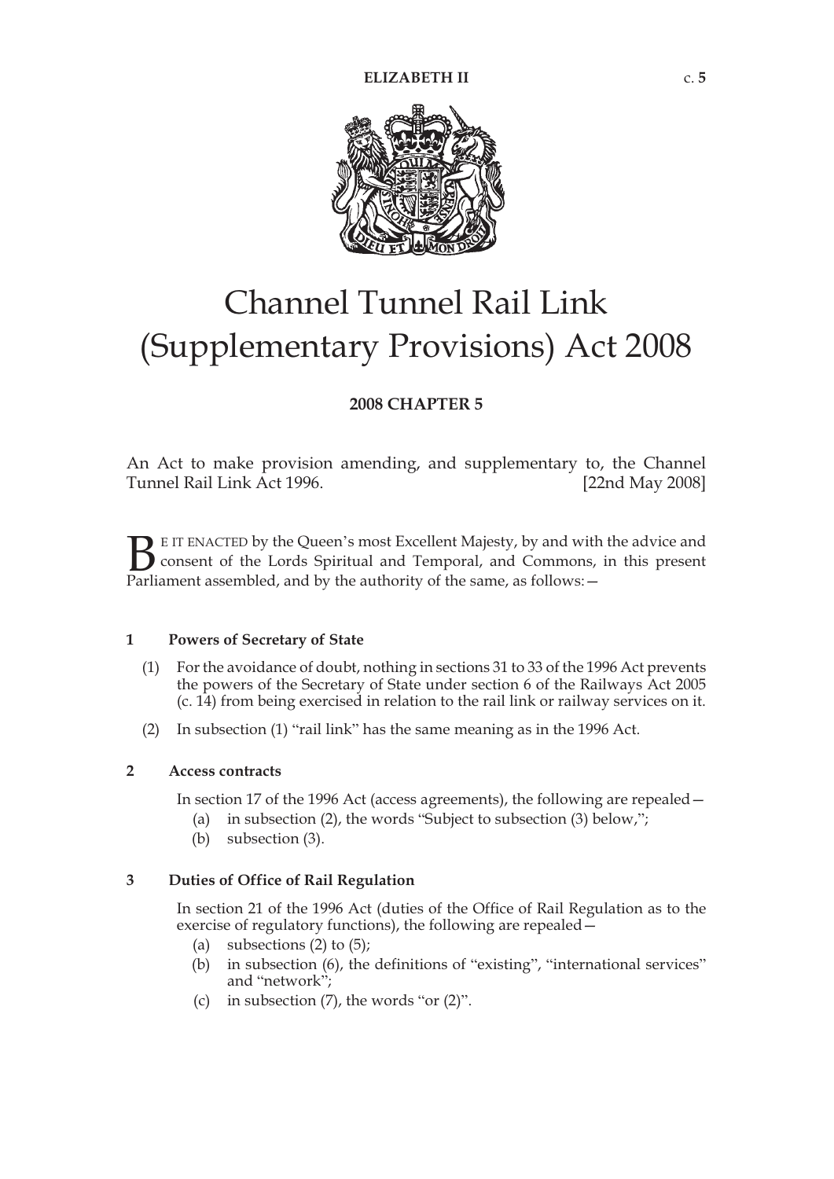# Channel Tunnel Rail Link (Supplementary Provisions) Act 2008

**2008 CHAPTER 5**

An Act to make provision amending, and supplementary to, the Channel Tunnel Rail Link Act 1996. [22nd May 2008]

BE IT ENACTED by the Queen's most Excellent Majesty, by and with the advice and consent of the Lords Spiritual and Temporal, and Commons, in this present Parliament assembled, and by the authority of the same, as follows:—

### 1 Powers of Secretary of State

(1) For the avoidance of doubt, nothing in sections 31 to 33 of the 1996 Act prevents the powers of the Secretary of State under section 6 of the Railways Act 2005 (c. 14) from being exercised in relation to the rail link or railway services on it.

(2) In subsection (1) "rail link" has the same meaning as in the 1996 Act.

### 2 Access contracts

In section 17 of the 1996 Act (access agreements), the following are repealed—

(a) in subsection (2), the words "Subject to subsection (3) below,";

(b) subsection (3).

### 3 Duties of Office of Rail Regulation

In section 21 of the 1996 Act (duties of the Office of Rail Regulation as to the exercise of regulatory functions), the following are repealed—

(a) subsections (2) to (5);

(b) in subsection (6), the definitions of "existing", "international services" and "network";

(c) in subsection (7), the words "or (2)".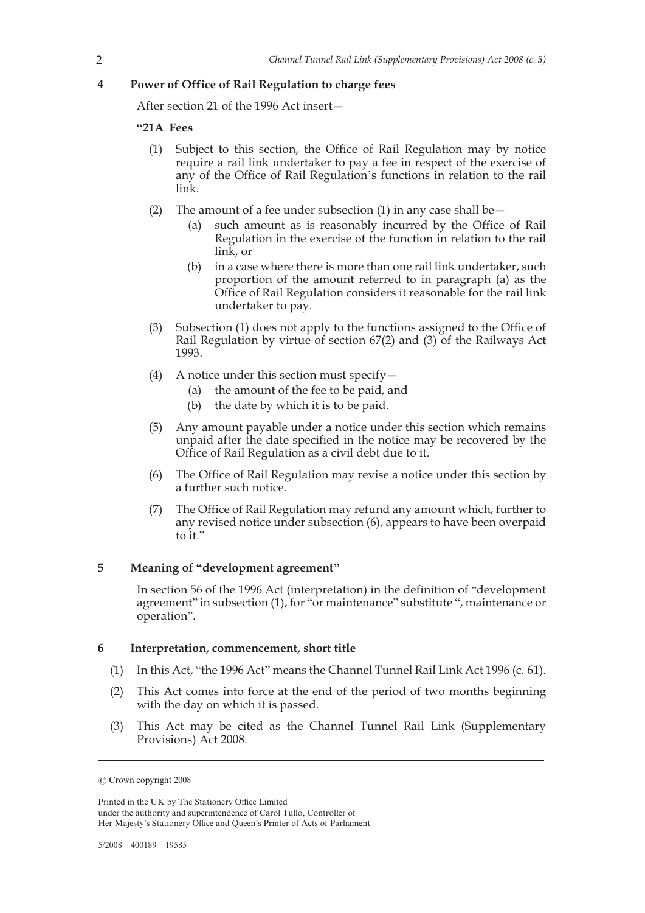## 4 Power of Office of Rail Regulation to charge fees

After section 21 of the 1996 Act insert—

**"21A Fees**

(1) Subject to this section, the Office of Rail Regulation may by notice require a rail link undertaker to pay a fee in respect of the exercise of any of the Office of Rail Regulation's functions in relation to the rail link.

(2) The amount of a fee under subsection (1) in any case shall be—

  (a) such amount as is reasonably incurred by the Office of Rail Regulation in the exercise of the function in relation to the rail link, or

  (b) in a case where there is more than one rail link undertaker, such proportion of the amount referred to in paragraph (a) as the Office of Rail Regulation considers it reasonable for the rail link undertaker to pay.

(3) Subsection (1) does not apply to the functions assigned to the Office of Rail Regulation by virtue of section 67(2) and (3) of the Railways Act 1993.

(4) A notice under this section must specify—

  (a) the amount of the fee to be paid, and

  (b) the date by which it is to be paid.

(5) Any amount payable under a notice under this section which remains unpaid after the date specified in the notice may be recovered by the Office of Rail Regulation as a civil debt due to it.

(6) The Office of Rail Regulation may revise a notice under this section by a further such notice.

(7) The Office of Rail Regulation may refund any amount which, further to any revised notice under subsection (6), appears to have been overpaid to it."

## 5 Meaning of "development agreement"

In section 56 of the 1996 Act (interpretation) in the definition of "development agreement" in subsection (1), for "or maintenance" substitute ", maintenance or operation".

## 6 Interpretation, commencement, short title

(1) In this Act, "the 1996 Act" means the Channel Tunnel Rail Link Act 1996 (c. 61).

(2) This Act comes into force at the end of the period of two months beginning with the day on which it is passed.

(3) This Act may be cited as the Channel Tunnel Rail Link (Supplementary Provisions) Act 2008.

---

© Crown copyright 2008

Printed in the UK by The Stationery Office Limited
under the authority and superintendence of Carol Tullo, Controller of
Her Majesty's Stationery Office and Queen's Printer of Acts of Parliament

5/2008 400189 19585